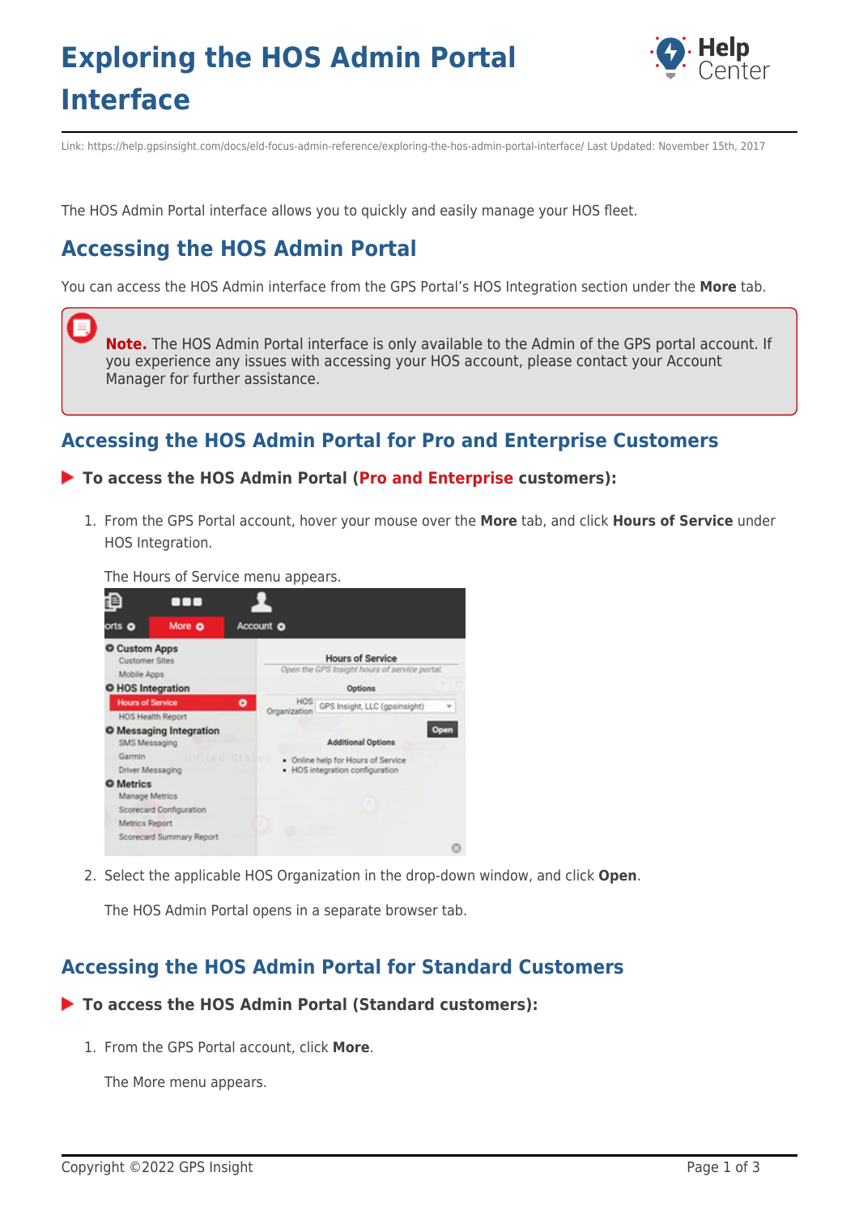# Exploring the HOS Admin Portal Interface

Link: https://help.gpsinsight.com/docs/eld-focus-admin-reference/exploring-the-hos-admin-portal-interface/ Last Updated: November 15th, 2017

The HOS Admin Portal interface allows you to quickly and easily manage your HOS fleet.

## Accessing the HOS Admin Portal

You can access the HOS Admin interface from the GPS Portal's HOS Integration section under the **More** tab.

> **Note.** The HOS Admin Portal interface is only available to the Admin of the GPS portal account. If you experience any issues with accessing your HOS account, please contact your Account Manager for further assistance.

### Accessing the HOS Admin Portal for Pro and Enterprise Customers

**To access the HOS Admin Portal (Pro and Enterprise customers):**

1. From the GPS Portal account, hover your mouse over the **More** tab, and click **Hours of Service** under HOS Integration.

   The Hours of Service menu appears.

2. Select the applicable HOS Organization in the drop-down window, and click **Open**.

   The HOS Admin Portal opens in a separate browser tab.

### Accessing the HOS Admin Portal for Standard Customers

**To access the HOS Admin Portal (Standard customers):**

1. From the GPS Portal account, click **More**.

   The More menu appears.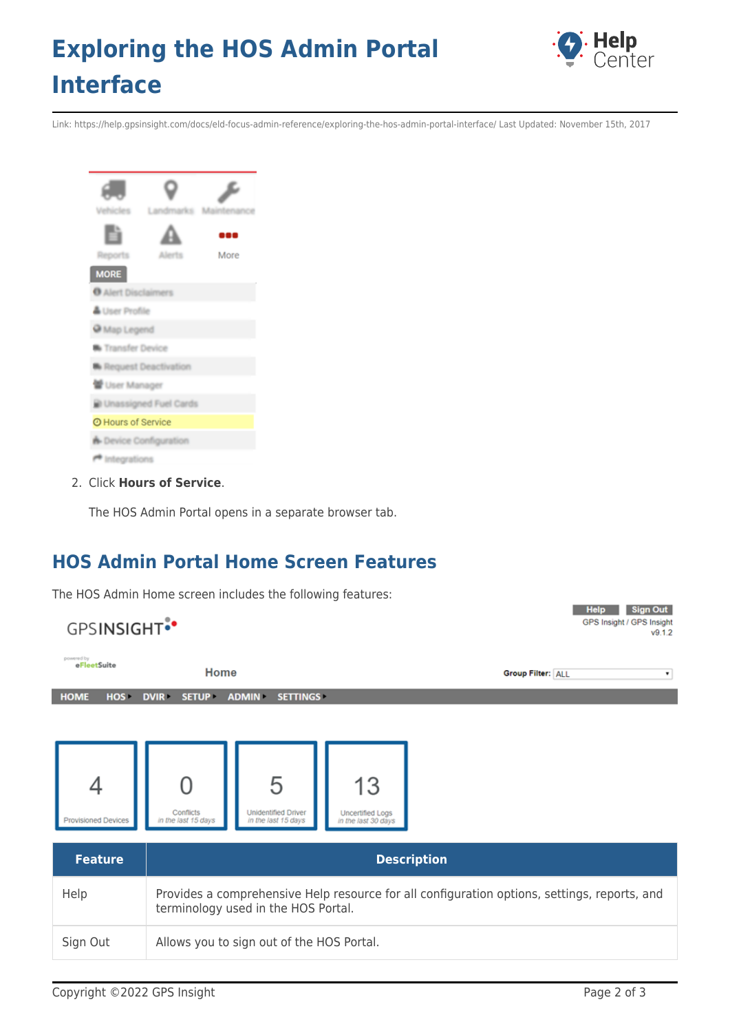2. Click **Hours of Service**.

   The HOS Admin Portal opens in a separate browser tab.

## HOS Admin Portal Home Screen Features

The HOS Admin Home screen includes the following features:

| Feature | Description |
|---|---|
| Help | Provides a comprehensive Help resource for all configuration options, settings, reports, and terminology used in the HOS Portal. |
| Sign Out | Allows you to sign out of the HOS Portal. |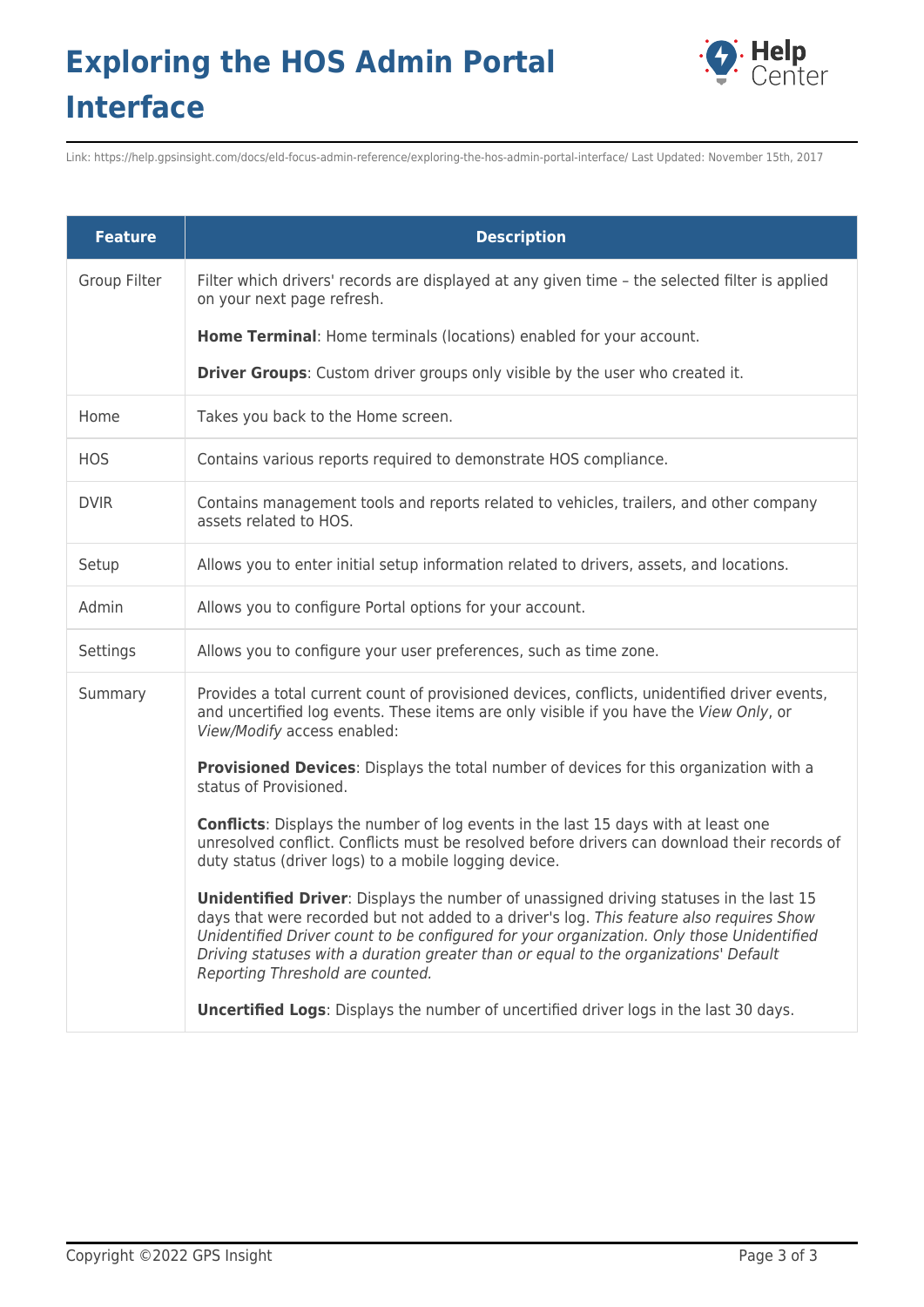# Exploring the HOS Admin Portal Interface

Link: https://help.gpsinsight.com/docs/eld-focus-admin-reference/exploring-the-hos-admin-portal-interface/ Last Updated: November 15th, 2017

| Feature | Description |
|---|---|
| Group Filter | Filter which drivers' records are displayed at any given time – the selected filter is applied on your next page refresh.<br><br>**Home Terminal**: Home terminals (locations) enabled for your account.<br><br>**Driver Groups**: Custom driver groups only visible by the user who created it. |
| Home | Takes you back to the Home screen. |
| HOS | Contains various reports required to demonstrate HOS compliance. |
| DVIR | Contains management tools and reports related to vehicles, trailers, and other company assets related to HOS. |
| Setup | Allows you to enter initial setup information related to drivers, assets, and locations. |
| Admin | Allows you to configure Portal options for your account. |
| Settings | Allows you to configure your user preferences, such as time zone. |
| Summary | Provides a total current count of provisioned devices, conflicts, unidentified driver events, and uncertified log events. These items are only visible if you have the *View Only*, or *View/Modify* access enabled:<br><br>**Provisioned Devices**: Displays the total number of devices for this organization with a status of Provisioned.<br><br>**Conflicts**: Displays the number of log events in the last 15 days with at least one unresolved conflict. Conflicts must be resolved before drivers can download their records of duty status (driver logs) to a mobile logging device.<br><br>**Unidentified Driver**: Displays the number of unassigned driving statuses in the last 15 days that were recorded but not added to a driver's log. *This feature also requires Show Unidentified Driver count to be configured for your organization. Only those Unidentified Driving statuses with a duration greater than or equal to the organizations' Default Reporting Threshold are counted.*<br><br>**Uncertified Logs**: Displays the number of uncertified driver logs in the last 30 days. |